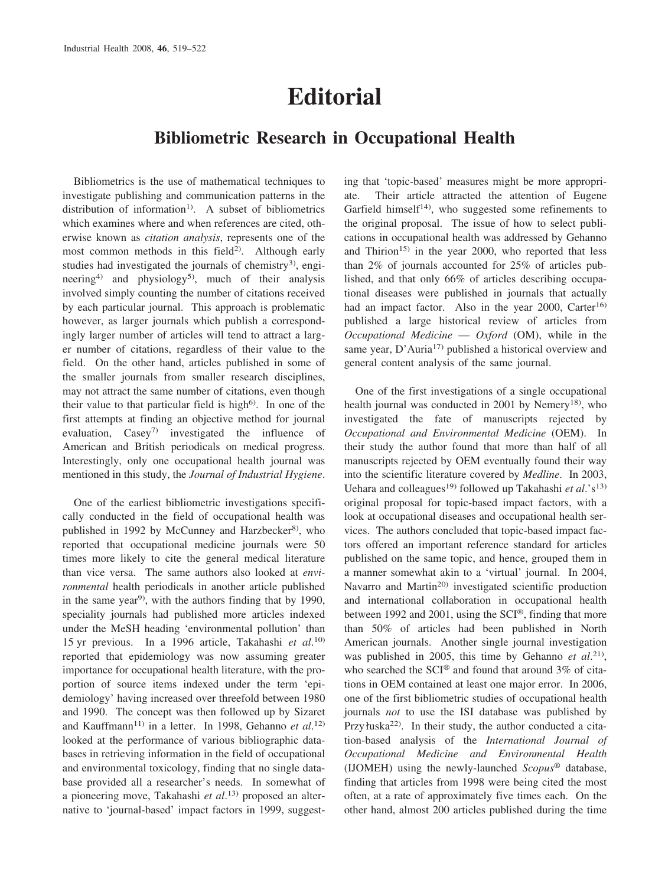# Editorial

## Bibliometric Research in Occupational Health

Bibliometrics is the use of mathematical techniques to investigate publishing and communication patterns in the distribution of information[1]. A subset of bibliometrics which examines where and when references are cited, otherwise known as *citation analysis*, represents one of the most common methods in this field[2]. Although early studies had investigated the journals of chemistry[3], engineering[4] and physiology[5], much of their analysis involved simply counting the number of citations received by each particular journal. This approach is problematic however, as larger journals which publish a correspondingly larger number of articles will tend to attract a larger number of citations, regardless of their value to the field. On the other hand, articles published in some of the smaller journals from smaller research disciplines, may not attract the same number of citations, even though their value to that particular field is high[6]. In one of the first attempts at finding an objective method for journal evaluation, Casey[7] investigated the influence of American and British periodicals on medical progress. Interestingly, only one occupational health journal was mentioned in this study, the *Journal of Industrial Hygiene*.

One of the earliest bibliometric investigations specifically conducted in the field of occupational health was published in 1992 by McCunney and Harzbecker[8], who reported that occupational medicine journals were 50 times more likely to cite the general medical literature than vice versa. The same authors also looked at *environmental* health periodicals in another article published in the same year[9], with the authors finding that by 1990, speciality journals had published more articles indexed under the MeSH heading 'environmental pollution' than 15 yr previous. In a 1996 article, Takahashi *et al.*[10] reported that epidemiology was now assuming greater importance for occupational health literature, with the proportion of source items indexed under the term 'epidemiology' having increased over threefold between 1980 and 1990. The concept was then followed up by Sizaret and Kauffmann[11] in a letter. In 1998, Gehanno *et al.*[12] looked at the performance of various bibliographic databases in retrieving information in the field of occupational and environmental toxicology, finding that no single database provided all a researcher's needs. In somewhat of a pioneering move, Takahashi *et al.*[13] proposed an alternative to 'journal-based' impact factors in 1999, suggesting that 'topic-based' measures might be more appropriate. Their article attracted the attention of Eugene Garfield himself[14], who suggested some refinements to the original proposal. The issue of how to select publications in occupational health was addressed by Gehanno and Thirion[15] in the year 2000, who reported that less than 2% of journals accounted for 25% of articles published, and that only 66% of articles describing occupational diseases were published in journals that actually had an impact factor. Also in the year 2000, Carter[16] published a large historical review of articles from *Occupational Medicine — Oxford* (OM), while in the same year, D'Auria[17] published a historical overview and general content analysis of the same journal.

One of the first investigations of a single occupational health journal was conducted in 2001 by Nemery[18], who investigated the fate of manuscripts rejected by *Occupational and Environmental Medicine* (OEM). In their study the author found that more than half of all manuscripts rejected by OEM eventually found their way into the scientific literature covered by *Medline*. In 2003, Uehara and colleagues[19] followed up Takahashi *et al.*'s[13] original proposal for topic-based impact factors, with a look at occupational diseases and occupational health services. The authors concluded that topic-based impact factors offered an important reference standard for articles published on the same topic, and hence, grouped them in a manner somewhat akin to a 'virtual' journal. In 2004, Navarro and Martin[20] investigated scientific production and international collaboration in occupational health between 1992 and 2001, using the SCI®, finding that more than 50% of articles had been published in North American journals. Another single journal investigation was published in 2005, this time by Gehanno *et al.*[21], who searched the SCI® and found that around 3% of citations in OEM contained at least one major error. In 2006, one of the first bibliometric studies of occupational health journals *not* to use the ISI database was published by Przyłuska[22]. In their study, the author conducted a citation-based analysis of the *International Journal of Occupational Medicine and Environmental Health* (IJOMEH) using the newly-launched *Scopus*® database, finding that articles from 1998 were being cited the most often, at a rate of approximately five times each. On the other hand, almost 200 articles published during the time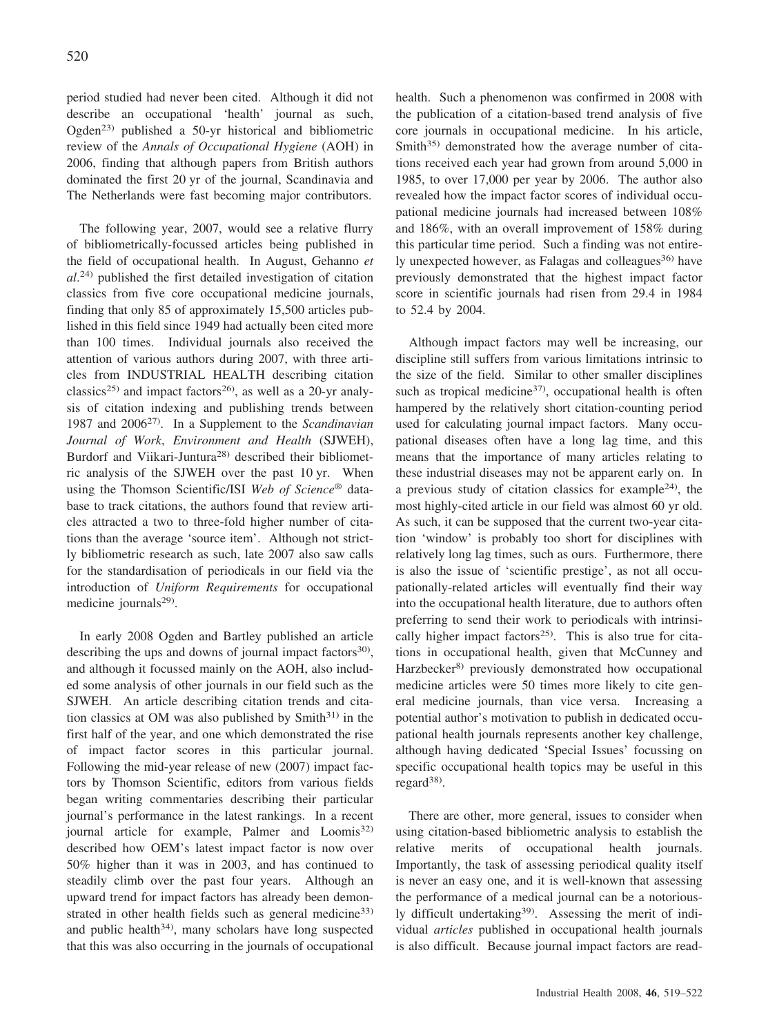period studied had never been cited. Although it did not describe an occupational 'health' journal as such, Ogden[23] published a 50-yr historical and bibliometric review of the *Annals of Occupational Hygiene* (AOH) in 2006, finding that although papers from British authors dominated the first 20 yr of the journal, Scandinavia and The Netherlands were fast becoming major contributors.

The following year, 2007, would see a relative flurry of bibliometrically-focussed articles being published in the field of occupational health. In August, Gehanno *et al*.[24] published the first detailed investigation of citation classics from five core occupational medicine journals, finding that only 85 of approximately 15,500 articles published in this field since 1949 had actually been cited more than 100 times. Individual journals also received the attention of various authors during 2007, with three articles from INDUSTRIAL HEALTH describing citation classics[25] and impact factors[26], as well as a 20-yr analysis of citation indexing and publishing trends between 1987 and 2006[27]. In a Supplement to the *Scandinavian Journal of Work, Environment and Health* (SJWEH), Burdorf and Viikari-Juntura[28] described their bibliometric analysis of the SJWEH over the past 10 yr. When using the Thomson Scientific/ISI *Web of Science*® database to track citations, the authors found that review articles attracted a two to three-fold higher number of citations than the average 'source item'. Although not strictly bibliometric research as such, late 2007 also saw calls for the standardisation of periodicals in our field via the introduction of *Uniform Requirements* for occupational medicine journals[29].

In early 2008 Ogden and Bartley published an article describing the ups and downs of journal impact factors[30], and although it focussed mainly on the AOH, also included some analysis of other journals in our field such as the SJWEH. An article describing citation trends and citation classics at OM was also published by Smith[31] in the first half of the year, and one which demonstrated the rise of impact factor scores in this particular journal. Following the mid-year release of new (2007) impact factors by Thomson Scientific, editors from various fields began writing commentaries describing their particular journal's performance in the latest rankings. In a recent journal article for example, Palmer and Loomis[32] described how OEM's latest impact factor is now over 50% higher than it was in 2003, and has continued to steadily climb over the past four years. Although an upward trend for impact factors has already been demonstrated in other health fields such as general medicine[33] and public health[34], many scholars have long suspected that this was also occurring in the journals of occupational health. Such a phenomenon was confirmed in 2008 with the publication of a citation-based trend analysis of five core journals in occupational medicine. In his article, Smith[35] demonstrated how the average number of citations received each year had grown from around 5,000 in 1985, to over 17,000 per year by 2006. The author also revealed how the impact factor scores of individual occupational medicine journals had increased between 108% and 186%, with an overall improvement of 158% during this particular time period. Such a finding was not entirely unexpected however, as Falagas and colleagues[36] have previously demonstrated that the highest impact factor score in scientific journals had risen from 29.4 in 1984 to 52.4 by 2004.

Although impact factors may well be increasing, our discipline still suffers from various limitations intrinsic to the size of the field. Similar to other smaller disciplines such as tropical medicine[37], occupational health is often hampered by the relatively short citation-counting period used for calculating journal impact factors. Many occupational diseases often have a long lag time, and this means that the importance of many articles relating to these industrial diseases may not be apparent early on. In a previous study of citation classics for example[24], the most highly-cited article in our field was almost 60 yr old. As such, it can be supposed that the current two-year citation 'window' is probably too short for disciplines with relatively long lag times, such as ours. Furthermore, there is also the issue of 'scientific prestige', as not all occupationally-related articles will eventually find their way into the occupational health literature, due to authors often preferring to send their work to periodicals with intrinsically higher impact factors[25]. This is also true for citations in occupational health, given that McCunney and Harzbecker[8] previously demonstrated how occupational medicine articles were 50 times more likely to cite general medicine journals, than vice versa. Increasing a potential author's motivation to publish in dedicated occupational health journals represents another key challenge, although having dedicated 'Special Issues' focussing on specific occupational health topics may be useful in this regard[38].

There are other, more general, issues to consider when using citation-based bibliometric analysis to establish the relative merits of occupational health journals. Importantly, the task of assessing periodical quality itself is never an easy one, and it is well-known that assessing the performance of a medical journal can be a notoriously difficult undertaking[39]. Assessing the merit of individual *articles* published in occupational health journals is also difficult. Because journal impact factors are read-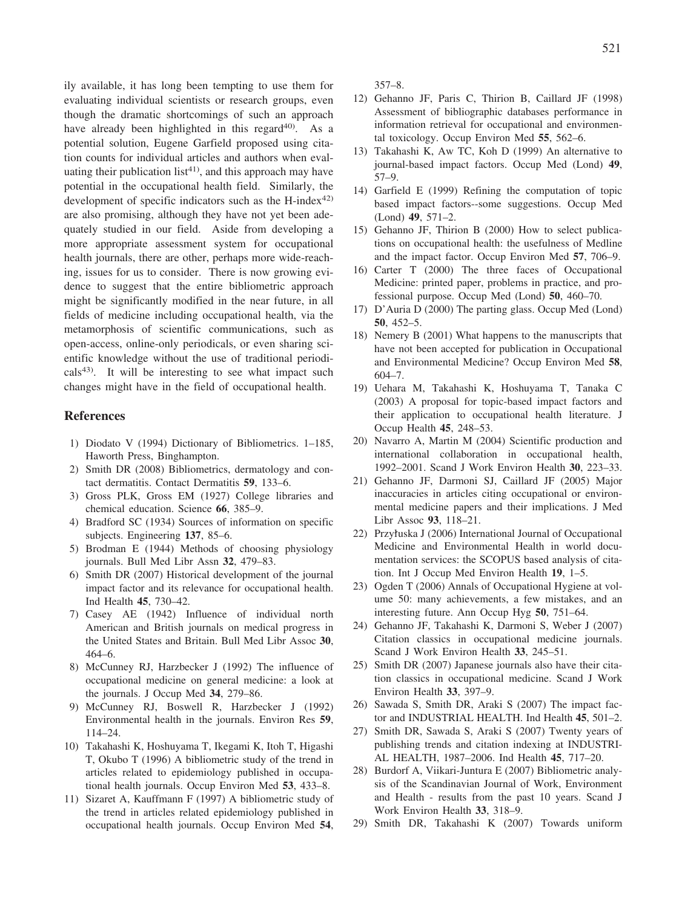ily available, it has long been tempting to use them for evaluating individual scientists or research groups, even though the dramatic shortcomings of such an approach have already been highlighted in this regard[40]. As a potential solution, Eugene Garfield proposed using citation counts for individual articles and authors when evaluating their publication list[41], and this approach may have potential in the occupational health field. Similarly, the development of specific indicators such as the H-index[42] are also promising, although they have not yet been adequately studied in our field. Aside from developing a more appropriate assessment system for occupational health journals, there are other, perhaps more wide-reaching, issues for us to consider. There is now growing evidence to suggest that the entire bibliometric approach might be significantly modified in the near future, in all fields of medicine including occupational health, via the metamorphosis of scientific communications, such as open-access, online-only periodicals, or even sharing scientific knowledge without the use of traditional periodicals[43]. It will be interesting to see what impact such changes might have in the field of occupational health.

## References

1) Diodato V (1994) Dictionary of Bibliometrics. 1–185, Haworth Press, Binghampton.
2) Smith DR (2008) Bibliometrics, dermatology and contact dermatitis. Contact Dermatitis **59**, 133–6.
3) Gross PLK, Gross EM (1927) College libraries and chemical education. Science **66**, 385–9.
4) Bradford SC (1934) Sources of information on specific subjects. Engineering **137**, 85–6.
5) Brodman E (1944) Methods of choosing physiology journals. Bull Med Libr Assn **32**, 479–83.
6) Smith DR (2007) Historical development of the journal impact factor and its relevance for occupational health. Ind Health **45**, 730–42.
7) Casey AE (1942) Influence of individual north American and British journals on medical progress in the United States and Britain. Bull Med Libr Assoc **30**, 464–6.
8) McCunney RJ, Harzbecker J (1992) The influence of occupational medicine on general medicine: a look at the journals. J Occup Med **34**, 279–86.
9) McCunney RJ, Boswell R, Harzbecker J (1992) Environmental health in the journals. Environ Res **59**, 114–24.
10) Takahashi K, Hoshuyama T, Ikegami K, Itoh T, Higashi T, Okubo T (1996) A bibliometric study of the trend in articles related to epidemiology published in occupational health journals. Occup Environ Med **53**, 433–8.
11) Sizaret A, Kauffmann F (1997) A bibliometric study of the trend in articles related epidemiology published in occupational health journals. Occup Environ Med **54**, 357–8.
12) Gehanno JF, Paris C, Thirion B, Caillard JF (1998) Assessment of bibliographic databases performance in information retrieval for occupational and environmental toxicology. Occup Environ Med **55**, 562–6.
13) Takahashi K, Aw TC, Koh D (1999) An alternative to journal-based impact factors. Occup Med (Lond) **49**, 57–9.
14) Garfield E (1999) Refining the computation of topic based impact factors--some suggestions. Occup Med (Lond) **49**, 571–2.
15) Gehanno JF, Thirion B (2000) How to select publications on occupational health: the usefulness of Medline and the impact factor. Occup Environ Med **57**, 706–9.
16) Carter T (2000) The three faces of Occupational Medicine: printed paper, problems in practice, and professional purpose. Occup Med (Lond) **50**, 460–70.
17) D'Auria D (2000) The parting glass. Occup Med (Lond) **50**, 452–5.
18) Nemery B (2001) What happens to the manuscripts that have not been accepted for publication in Occupational and Environmental Medicine? Occup Environ Med **58**, 604–7.
19) Uehara M, Takahashi K, Hoshuyama T, Tanaka C (2003) A proposal for topic-based impact factors and their application to occupational health literature. J Occup Health **45**, 248–53.
20) Navarro A, Martin M (2004) Scientific production and international collaboration in occupational health, 1992–2001. Scand J Work Environ Health **30**, 223–33.
21) Gehanno JF, Darmoni SJ, Caillard JF (2005) Major inaccuracies in articles citing occupational or environmental medicine papers and their implications. J Med Libr Assoc **93**, 118–21.
22) Przyłuska J (2006) International Journal of Occupational Medicine and Environmental Health in world documentation services: the SCOPUS based analysis of citation. Int J Occup Med Environ Health **19**, 1–5.
23) Ogden T (2006) Annals of Occupational Hygiene at volume 50: many achievements, a few mistakes, and an interesting future. Ann Occup Hyg **50**, 751–64.
24) Gehanno JF, Takahashi K, Darmoni S, Weber J (2007) Citation classics in occupational medicine journals. Scand J Work Environ Health **33**, 245–51.
25) Smith DR (2007) Japanese journals also have their citation classics in occupational medicine. Scand J Work Environ Health **33**, 397–9.
26) Sawada S, Smith DR, Araki S (2007) The impact factor and INDUSTRIAL HEALTH. Ind Health **45**, 501–2.
27) Smith DR, Sawada S, Araki S (2007) Twenty years of publishing trends and citation indexing at INDUSTRIAL HEALTH, 1987–2006. Ind Health **45**, 717–20.
28) Burdorf A, Viikari-Juntura E (2007) Bibliometric analysis of the Scandinavian Journal of Work, Environment and Health - results from the past 10 years. Scand J Work Environ Health **33**, 318–9.
29) Smith DR, Takahashi K (2007) Towards uniform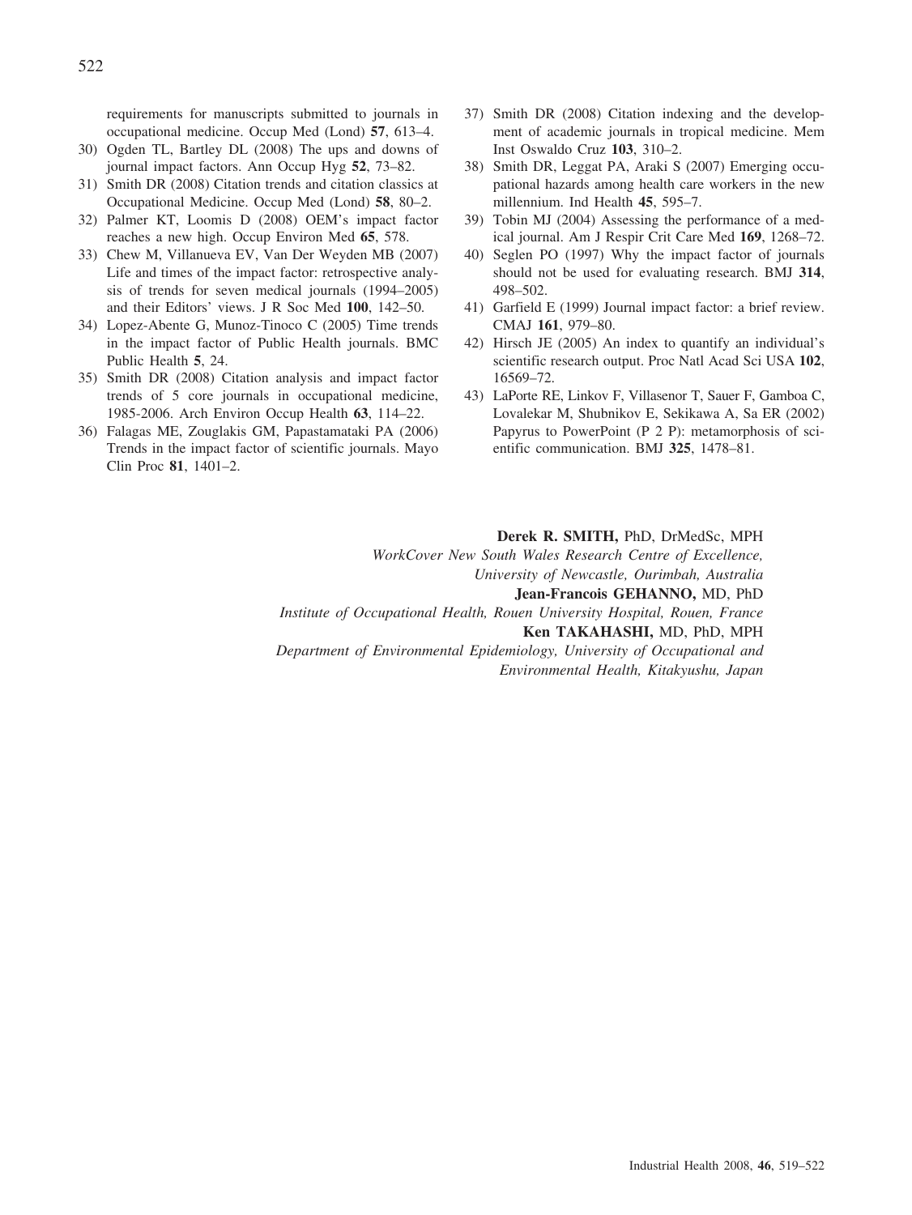requirements for manuscripts submitted to journals in occupational medicine. Occup Med (Lond) **57**, 613–4.

30) Ogden TL, Bartley DL (2008) The ups and downs of journal impact factors. Ann Occup Hyg **52**, 73–82.
31) Smith DR (2008) Citation trends and citation classics at Occupational Medicine. Occup Med (Lond) **58**, 80–2.
32) Palmer KT, Loomis D (2008) OEM's impact factor reaches a new high. Occup Environ Med **65**, 578.
33) Chew M, Villanueva EV, Van Der Weyden MB (2007) Life and times of the impact factor: retrospective analysis of trends for seven medical journals (1994–2005) and their Editors' views. J R Soc Med **100**, 142–50.
34) Lopez-Abente G, Munoz-Tinoco C (2005) Time trends in the impact factor of Public Health journals. BMC Public Health **5**, 24.
35) Smith DR (2008) Citation analysis and impact factor trends of 5 core journals in occupational medicine, 1985-2006. Arch Environ Occup Health **63**, 114–22.
36) Falagas ME, Zouglakis GM, Papastamataki PA (2006) Trends in the impact factor of scientific journals. Mayo Clin Proc **81**, 1401–2.
37) Smith DR (2008) Citation indexing and the development of academic journals in tropical medicine. Mem Inst Oswaldo Cruz **103**, 310–2.
38) Smith DR, Leggat PA, Araki S (2007) Emerging occupational hazards among health care workers in the new millennium. Ind Health **45**, 595–7.
39) Tobin MJ (2004) Assessing the performance of a medical journal. Am J Respir Crit Care Med **169**, 1268–72.
40) Seglen PO (1997) Why the impact factor of journals should not be used for evaluating research. BMJ **314**, 498–502.
41) Garfield E (1999) Journal impact factor: a brief review. CMAJ **161**, 979–80.
42) Hirsch JE (2005) An index to quantify an individual's scientific research output. Proc Natl Acad Sci USA **102**, 16569–72.
43) LaPorte RE, Linkov F, Villasenor T, Sauer F, Gamboa C, Lovalekar M, Shubnikov E, Sekikawa A, Sa ER (2002) Papyrus to PowerPoint (P 2 P): metamorphosis of scientific communication. BMJ **325**, 1478–81.

**Derek R. SMITH,** PhD, DrMedSc, MPH
*WorkCover New South Wales Research Centre of Excellence, University of Newcastle, Ourimbah, Australia*

**Jean-Francois GEHANNO,** MD, PhD
*Institute of Occupational Health, Rouen University Hospital, Rouen, France*

**Ken TAKAHASHI,** MD, PhD, MPH
*Department of Environmental Epidemiology, University of Occupational and Environmental Health, Kitakyushu, Japan*